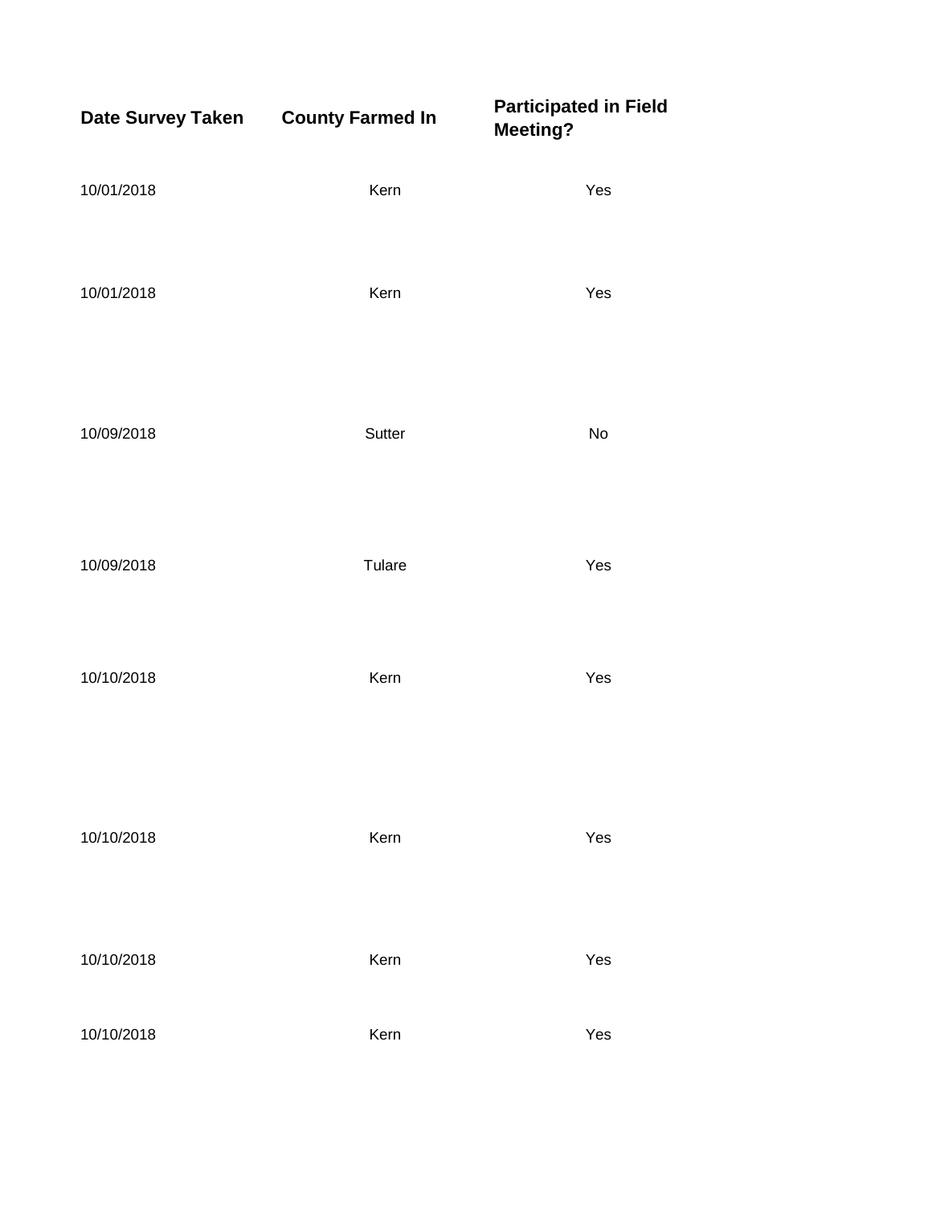| Date Survey Taken | County Farmed In | Participated in Field Meeting? |
|---|---|---|
| 10/01/2018 | Kern | Yes |
| 10/01/2018 | Kern | Yes |
| 10/09/2018 | Sutter | No |
| 10/09/2018 | Tulare | Yes |
| 10/10/2018 | Kern | Yes |
| 10/10/2018 | Kern | Yes |
| 10/10/2018 | Kern | Yes |
| 10/10/2018 | Kern | Yes |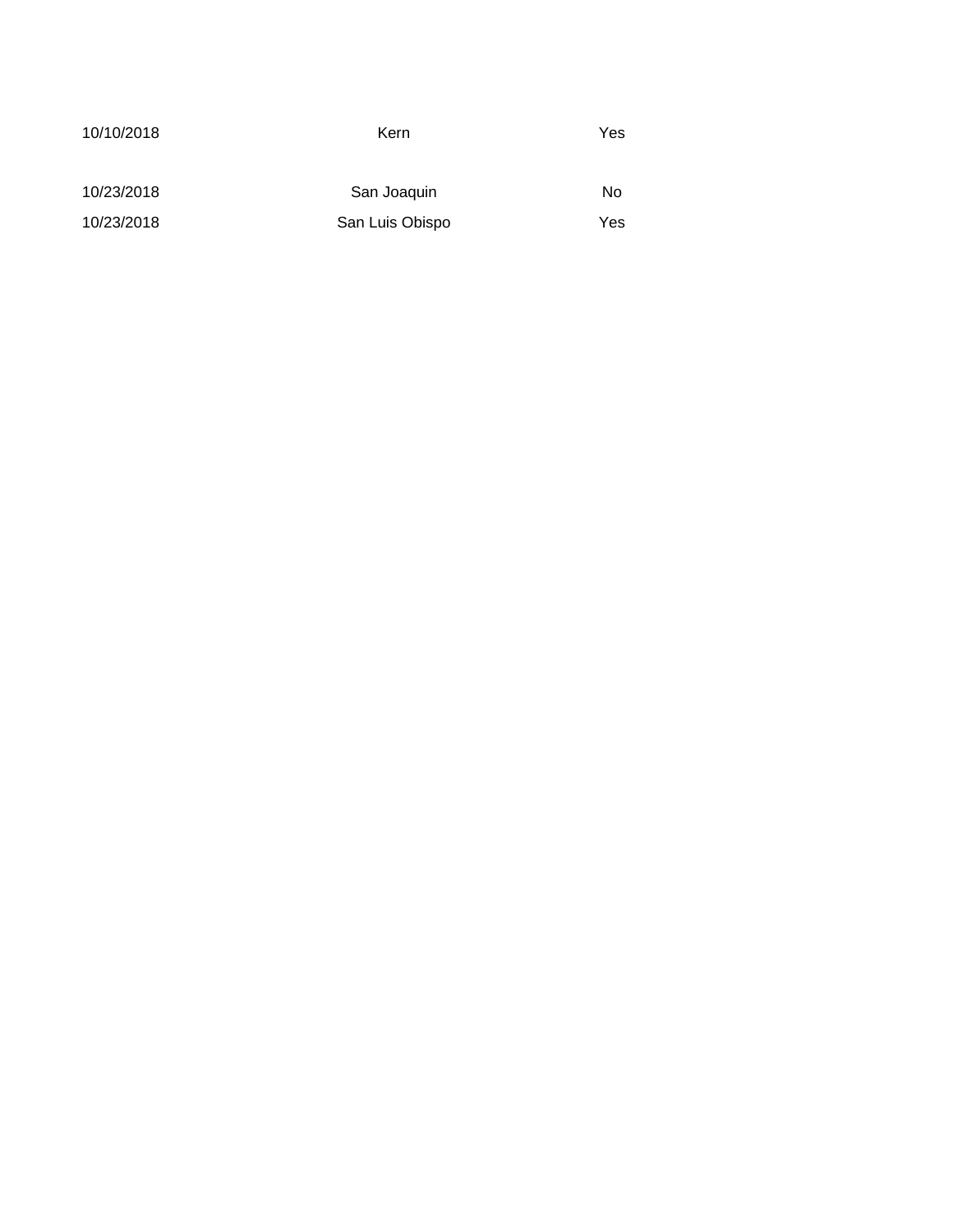| | | |
| --- | --- | --- |
| 10/10/2018 | Kern | Yes |
| | | |
| 10/23/2018 | San Joaquin | No |
| 10/23/2018 | San Luis Obispo | Yes |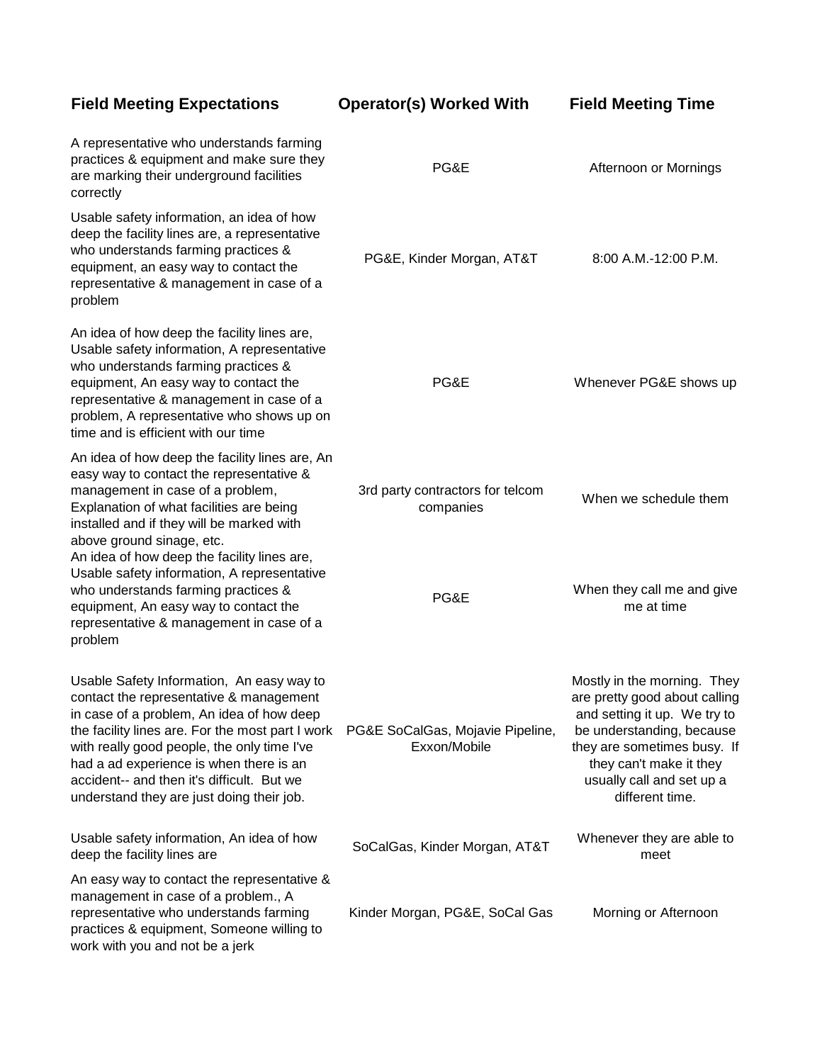| Field Meeting Expectations | Operator(s) Worked With | Field Meeting Time |
|---|---|---|
| A representative who understands farming practices & equipment and make sure they are marking their underground facilities correctly | PG&E | Afternoon or Mornings |
| Usable safety information, an idea of how deep the facility lines are, a representative who understands farming practices & equipment, an easy way to contact the representative & management in case of a problem | PG&E, Kinder Morgan, AT&T | 8:00 A.M.-12:00 P.M. |
| An idea of how deep the facility lines are, Usable safety information, A representative who understands farming practices & equipment, An easy way to contact the representative & management in case of a problem, A representative who shows up on time and is efficient with our time | PG&E | Whenever PG&E shows up |
| An idea of how deep the facility lines are, An easy way to contact the representative & management in case of a problem, Explanation of what facilities are being installed and if they will be marked with above ground sinage, etc. | 3rd party contractors for telcom companies | When we schedule them |
| An idea of how deep the facility lines are, Usable safety information, A representative who understands farming practices & equipment, An easy way to contact the representative & management in case of a problem | PG&E | When they call me and give me at time |
| Usable Safety Information, An easy way to contact the representative & management in case of a problem, An idea of how deep the facility lines are. For the most part I work with really good people, the only time I've had a ad experience is when there is an accident-- and then it's difficult. But we understand they are just doing their job. | PG&E SoCalGas, Mojavie Pipeline, Exxon/Mobile | Mostly in the morning. They are pretty good about calling and setting it up. We try to be understanding, because they are sometimes busy. If they can't make it they usually call and set up a different time. |
| Usable safety information, An idea of how deep the facility lines are | SoCalGas, Kinder Morgan, AT&T | Whenever they are able to meet |
| An easy way to contact the representative & management in case of a problem., A representative who understands farming practices & equipment, Someone willing to work with you and not be a jerk | Kinder Morgan, PG&E, SoCal Gas | Morning or Afternoon |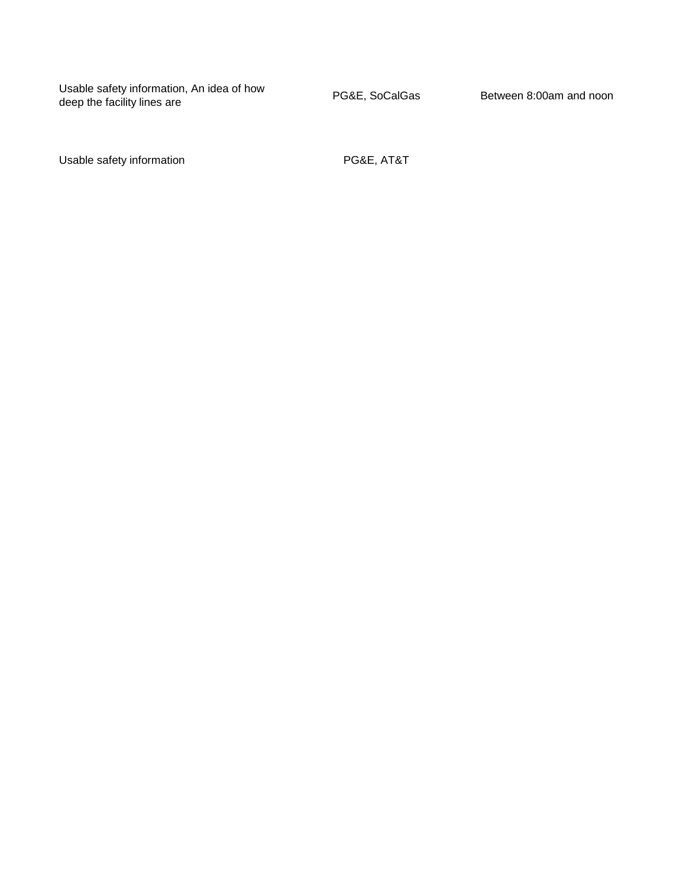| | | |
|---|---|---|
| Usable safety information, An idea of how deep the facility lines are | PG&E, SoCalGas | Between 8:00am and noon |
| Usable safety information | PG&E, AT&T | |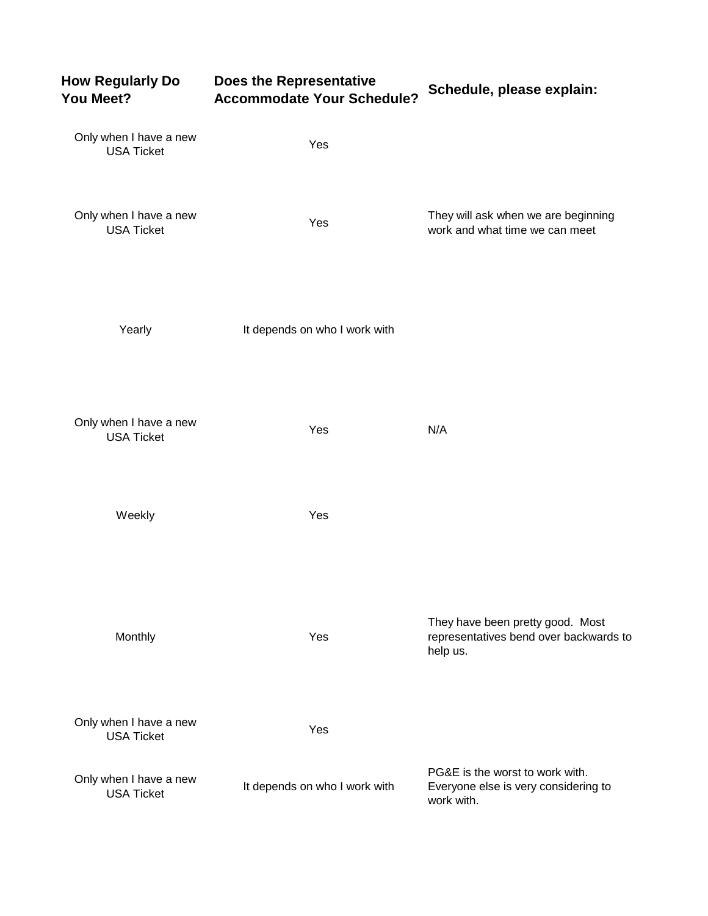| How Regularly Do You Meet? | Does the Representative Accommodate Your Schedule? | Schedule, please explain: |
|---|---|---|
| Only when I have a new USA Ticket | Yes | |
| Only when I have a new USA Ticket | Yes | They will ask when we are beginning work and what time we can meet |
| Yearly | It depends on who I work with | |
| Only when I have a new USA Ticket | Yes | N/A |
| Weekly | Yes | |
| Monthly | Yes | They have been pretty good. Most representatives bend over backwards to help us. |
| Only when I have a new USA Ticket | Yes | |
| Only when I have a new USA Ticket | It depends on who I work with | PG&E is the worst to work with. Everyone else is very considering to work with. |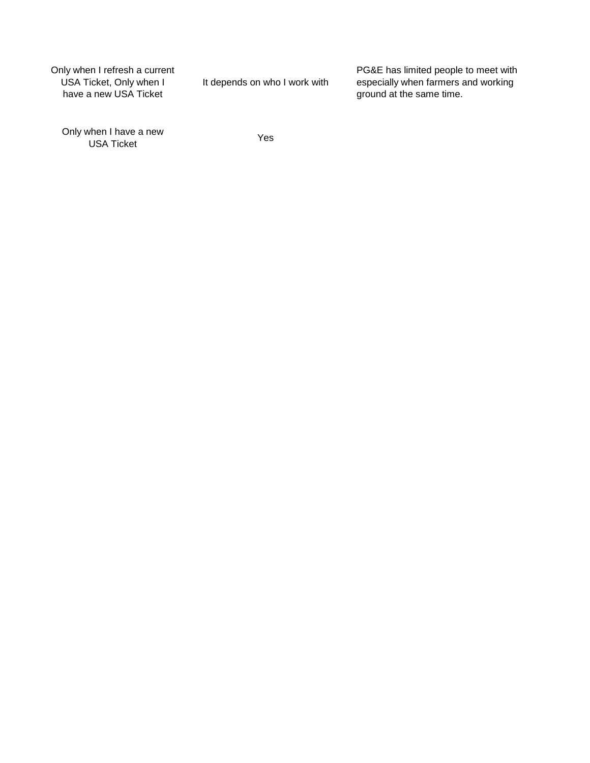| | | |
|---|---|---|
| Only when I refresh a current USA Ticket, Only when I have a new USA Ticket | It depends on who I work with | PG&E has limited people to meet with especially when farmers and working ground at the same time. |
| Only when I have a new USA Ticket | Yes | |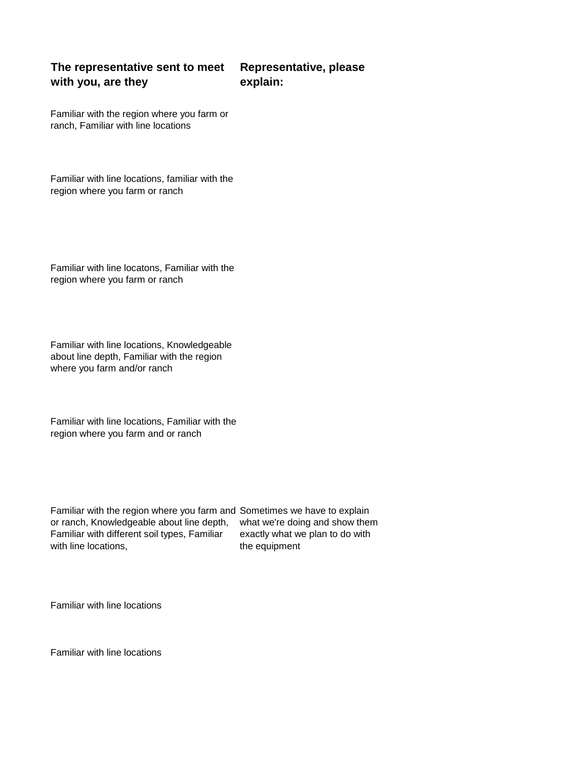| The representative sent to meet with you, are they | Representative, please explain: |
|---|---|
| Familiar with the region where you farm or ranch, Familiar with line locations | |
| Familiar with line locations, familiar with the region where you farm or ranch | |
| Familiar with line locatons, Familiar with the region where you farm or ranch | |
| Familiar with line locations, Knowledgeable about line depth, Familiar with the region where you farm and/or ranch | |
| Familiar with line locations, Familiar with the region where you farm and or ranch | |
| Familiar with the region where you farm and or ranch, Knowledgeable about line depth, Familiar with different soil types, Familiar with line locations, | Sometimes we have to explain what we're doing and show them exactly what we plan to do with the equipment |
| Familiar with line locations | |
| Familiar with line locations | |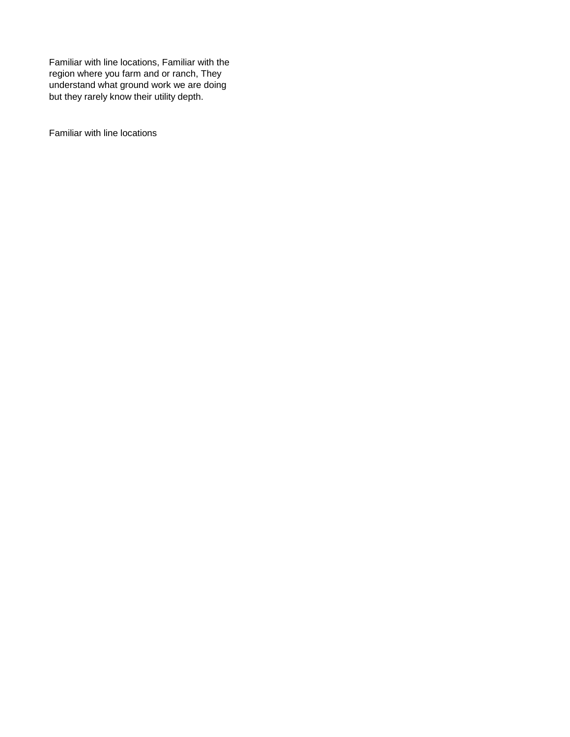Familiar with line locations, Familiar with the region where you farm and or ranch, They understand what ground work we are doing but they rarely know their utility depth.

Familiar with line locations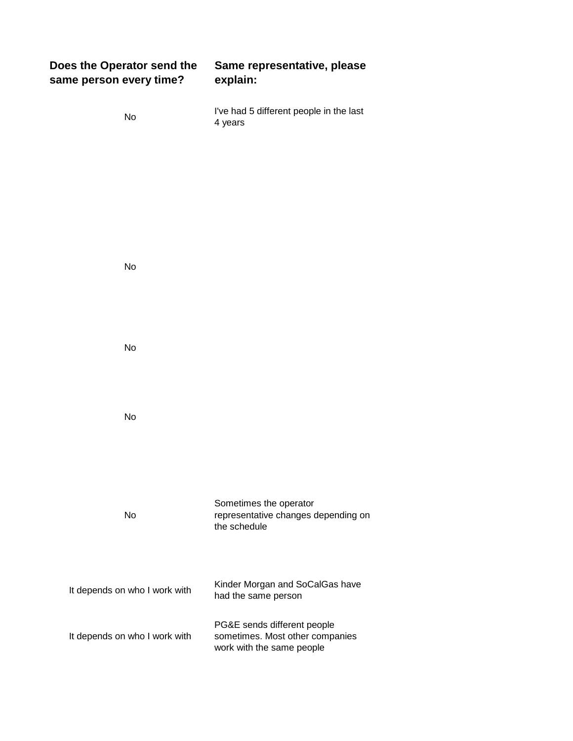| Does the Operator send the same person every time? | Same representative, please explain: |
| --- | --- |
| No | I've had 5 different people in the last 4 years |
| No | |
| No | |
| No | |
| No | Sometimes the operator representative changes depending on the schedule |
| It depends on who I work with | Kinder Morgan and SoCalGas have had the same person |
| It depends on who I work with | PG&E sends different people sometimes. Most other companies work with the same people |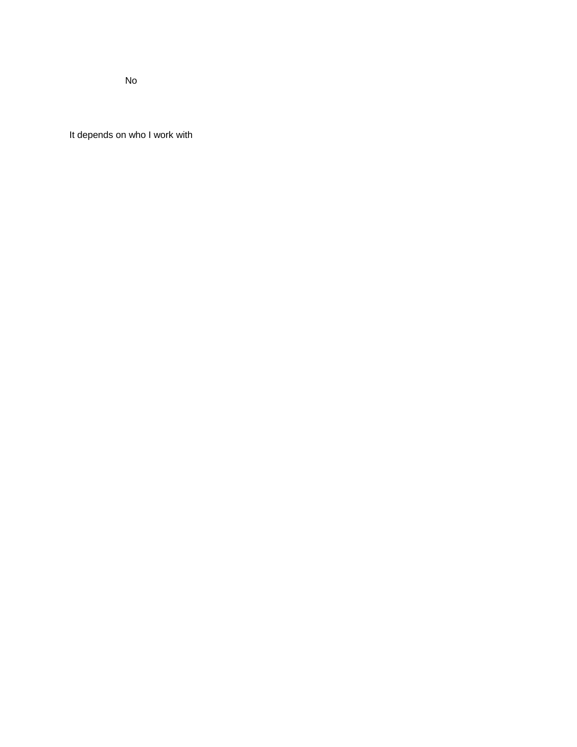No

It depends on who I work with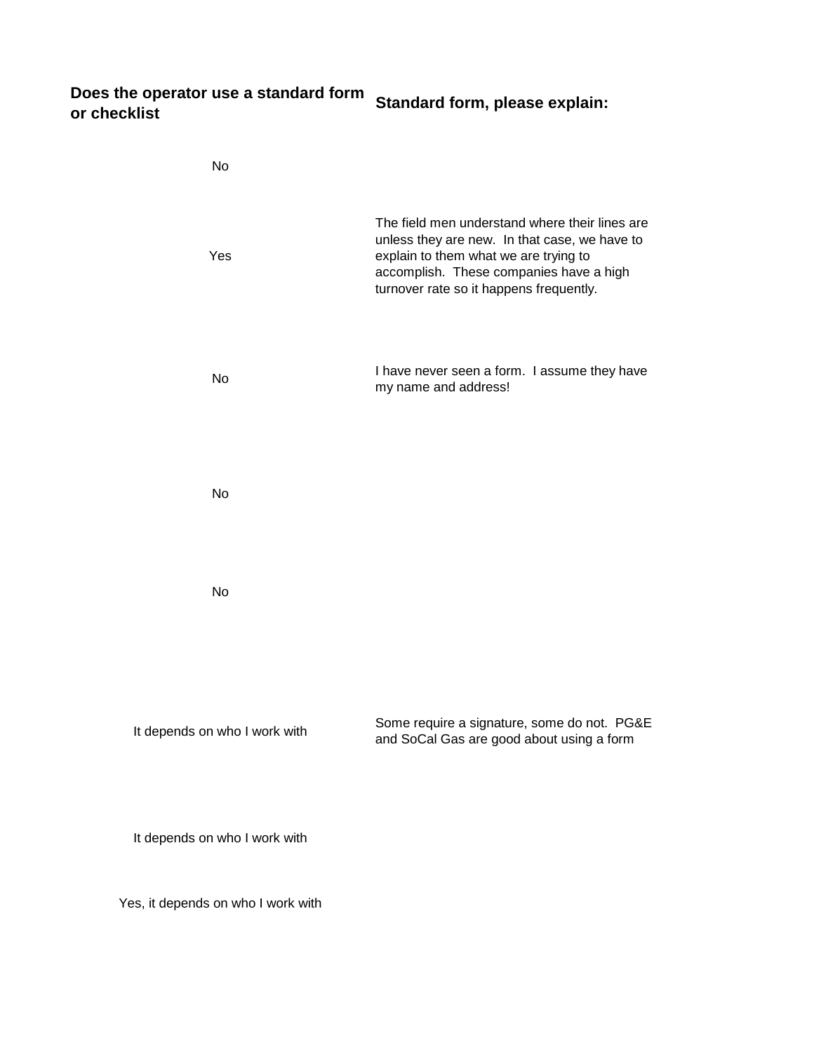| Does the operator use a standard form or checklist | Standard form, please explain: |
|---|---|
| No | |
| Yes | The field men understand where their lines are unless they are new. In that case, we have to explain to them what we are trying to accomplish. These companies have a high turnover rate so it happens frequently. |
| No | I have never seen a form. I assume they have my name and address! |
| No | |
| No | |
| It depends on who I work with | Some require a signature, some do not. PG&E and SoCal Gas are good about using a form |
| It depends on who I work with | |
| Yes, it depends on who I work with | |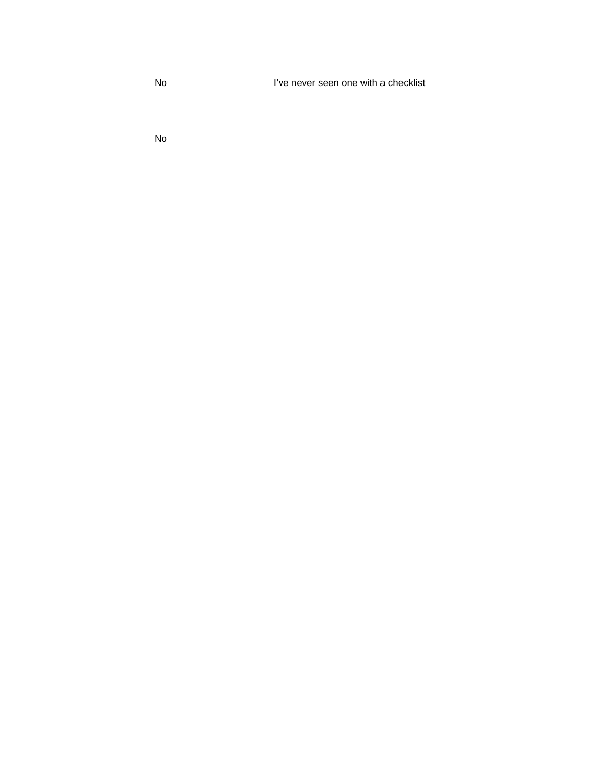| | |
|---|---|
| No | I've never seen one with a checklist |
| No | |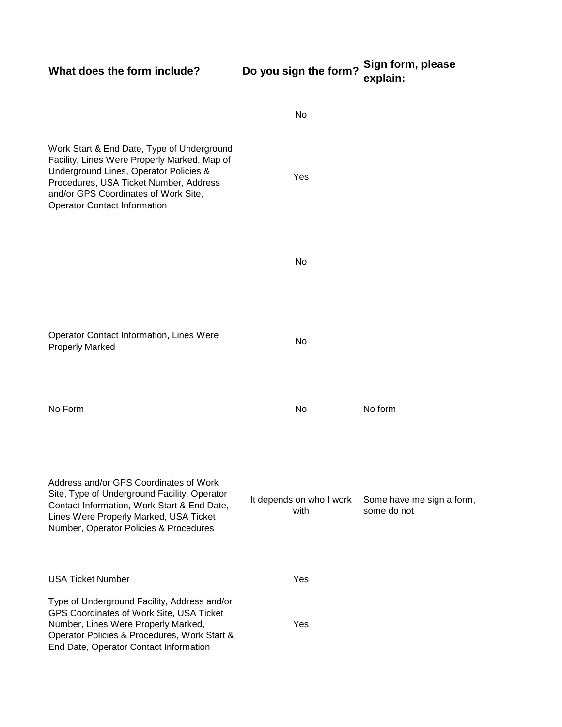| What does the form include? | Do you sign the form? | Sign form, please explain: |
|---|---|---|
| | No | |
| Work Start & End Date, Type of Underground Facility, Lines Were Properly Marked, Map of Underground Lines, Operator Policies & Procedures, USA Ticket Number, Address and/or GPS Coordinates of Work Site, Operator Contact Information | Yes | |
| | No | |
| Operator Contact Information, Lines Were Properly Marked | No | |
| No Form | No | No form |
| Address and/or GPS Coordinates of Work Site, Type of Underground Facility, Operator Contact Information, Work Start & End Date, Lines Were Properly Marked, USA Ticket Number, Operator Policies & Procedures | It depends on who I work with | Some have me sign a form, some do not |
| USA Ticket Number | Yes | |
| Type of Underground Facility, Address and/or GPS Coordinates of Work Site, USA Ticket Number, Lines Were Properly Marked, Operator Policies & Procedures, Work Start & End Date, Operator Contact Information | Yes | |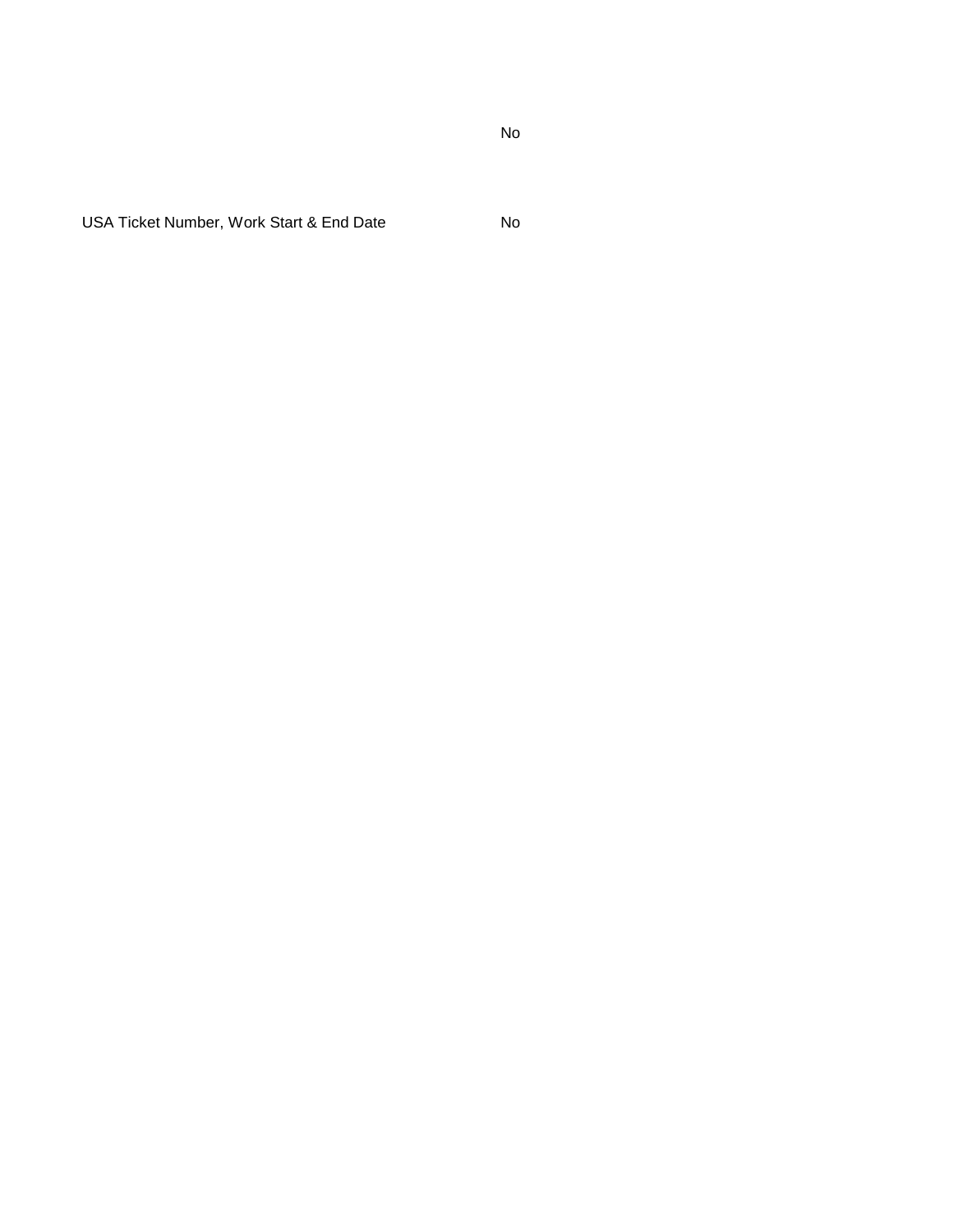| | |
|---|---|
| | No |
| USA Ticket Number, Work Start & End Date | No |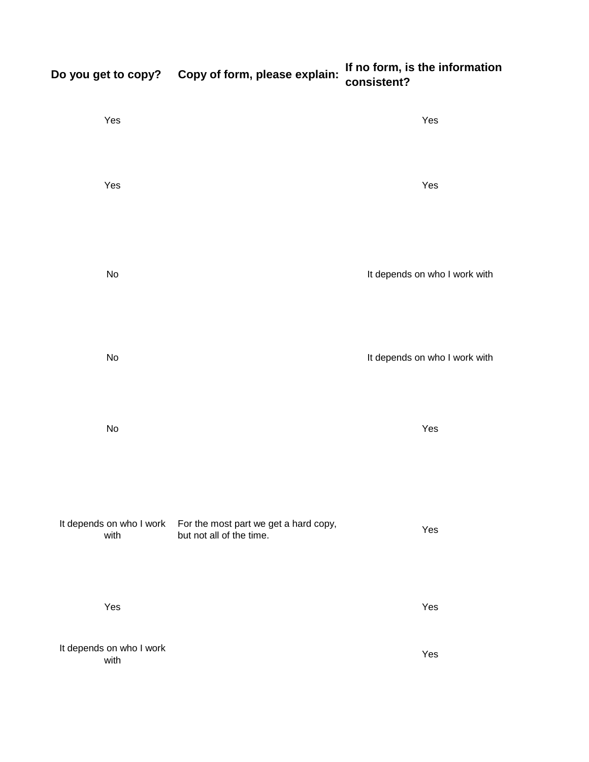| Do you get to copy? | Copy of form, please explain: | If no form, is the information consistent? |
| --- | --- | --- |
| Yes | | Yes |
| Yes | | Yes |
| No | | It depends on who I work with |
| No | | It depends on who I work with |
| No | | Yes |
| It depends on who I work with | For the most part we get a hard copy, but not all of the time. | Yes |
| Yes | | Yes |
| It depends on who I work with | | Yes |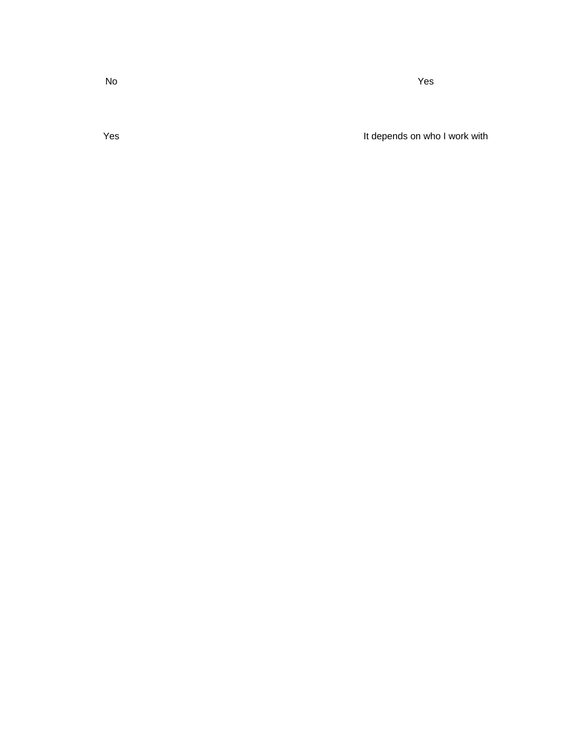| | |
|---|---|
| No | Yes |
| Yes | It depends on who I work with |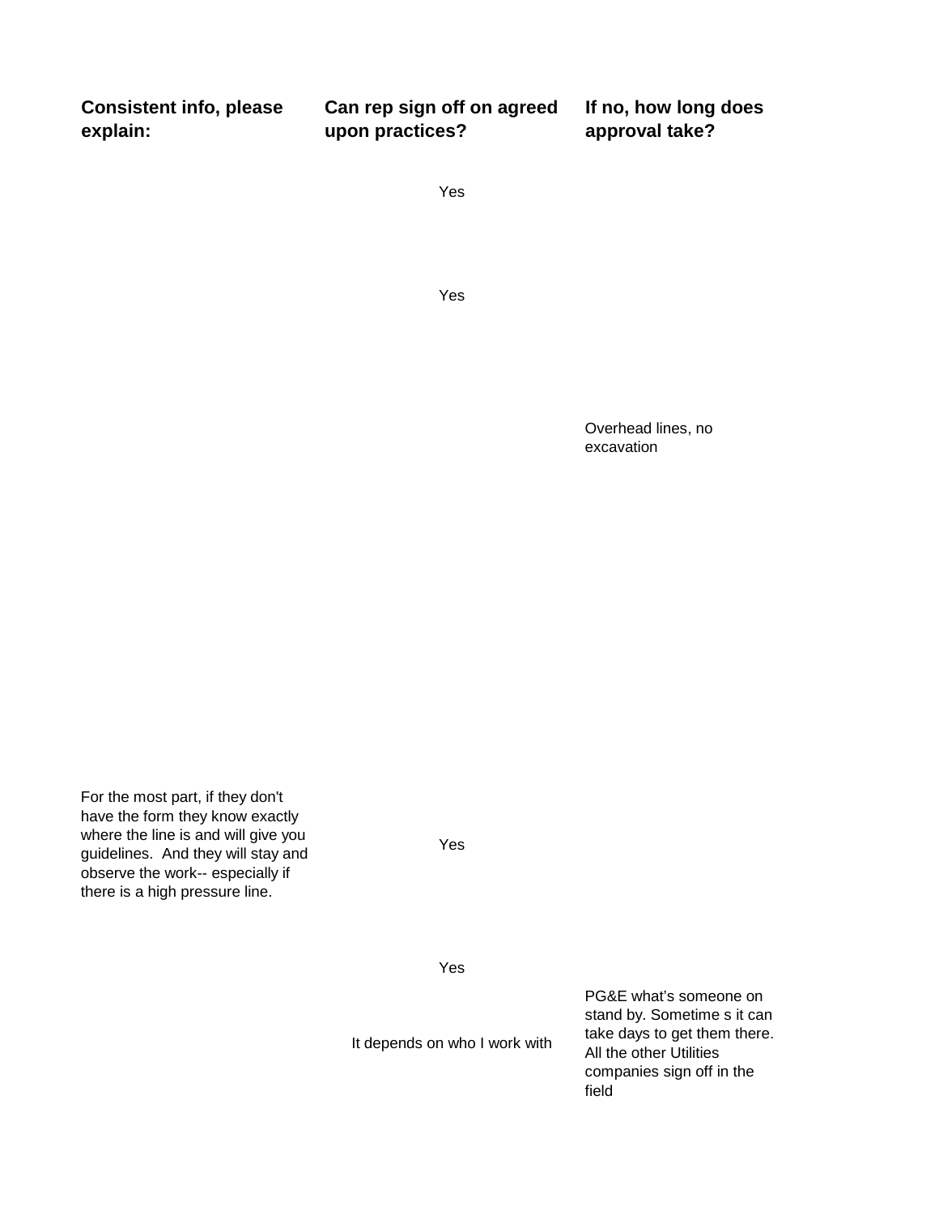| Consistent info, please explain: | Can rep sign off on agreed upon practices? | If no, how long does approval take? |
|---|---|---|
| | Yes | |
| | Yes | |
| | | Overhead lines, no excavation |
| For the most part, if they don't have the form they know exactly where the line is and will give you guidelines. And they will stay and observe the work-- especially if there is a high pressure line. | Yes | |
| | Yes | |
| | It depends on who I work with | PG&E what's someone on stand by. Sometime s it can take days to get them there. All the other Utilities companies sign off in the field |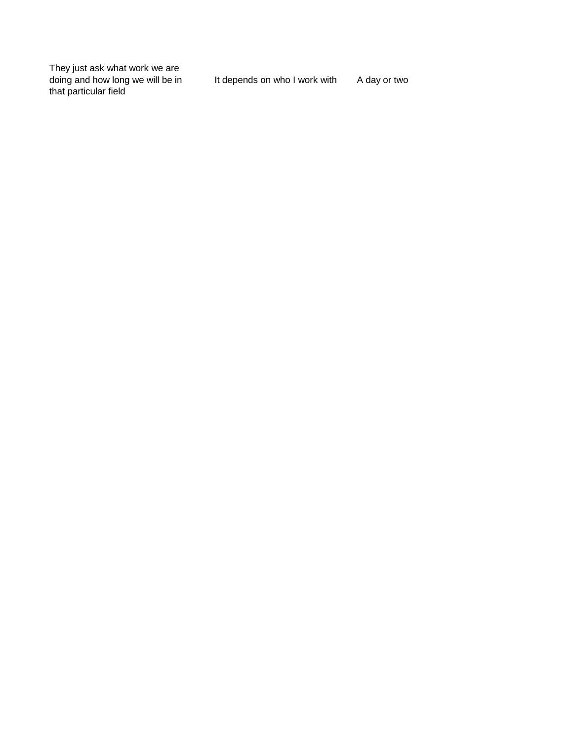| | | |
|---|---|---|
| They just ask what work we are doing and how long we will be in that particular field | It depends on who I work with | A day or two |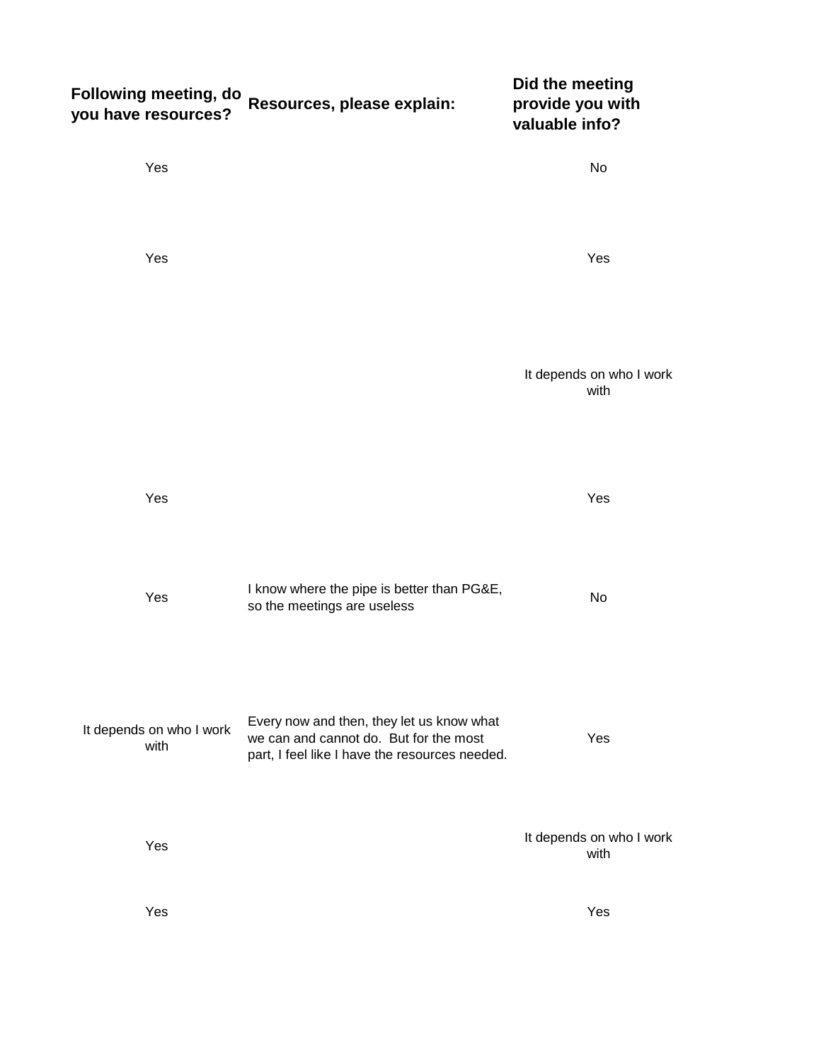| Following meeting, do you have resources? | Resources, please explain: | Did the meeting provide you with valuable info? |
|---|---|---|
| Yes | | No |
| Yes | | Yes |
| | | It depends on who I work with |
| Yes | | Yes |
| Yes | I know where the pipe is better than PG&E, so the meetings are useless | No |
| It depends on who I work with | Every now and then, they let us know what we can and cannot do. But for the most part, I feel like I have the resources needed. | Yes |
| Yes | | It depends on who I work with |
| Yes | | Yes |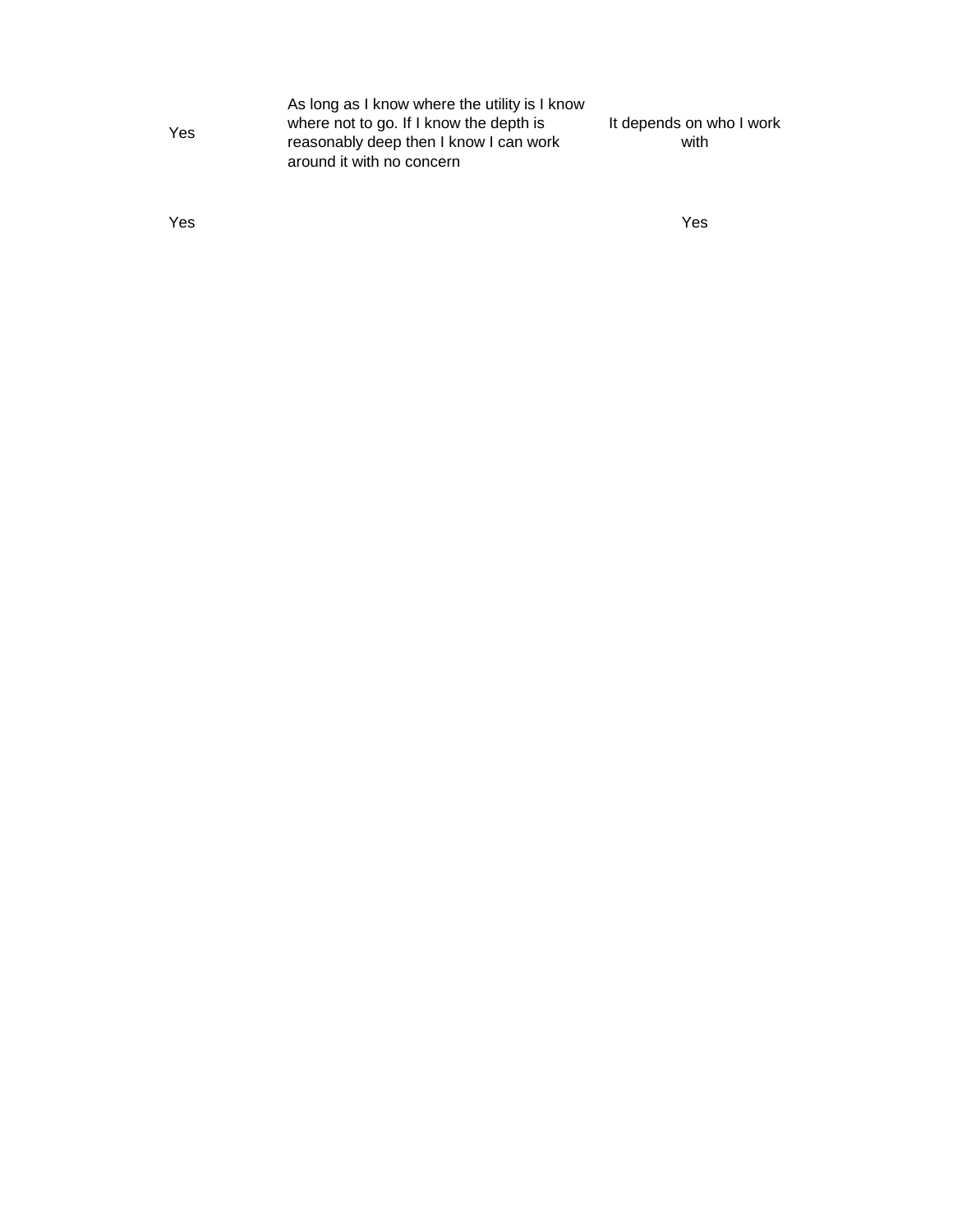| | | |
|---|---|---|
| Yes | As long as I know where the utility is I know where not to go. If I know the depth is reasonably deep then I know I can work around it with no concern | It depends on who I work with |
| Yes | | Yes |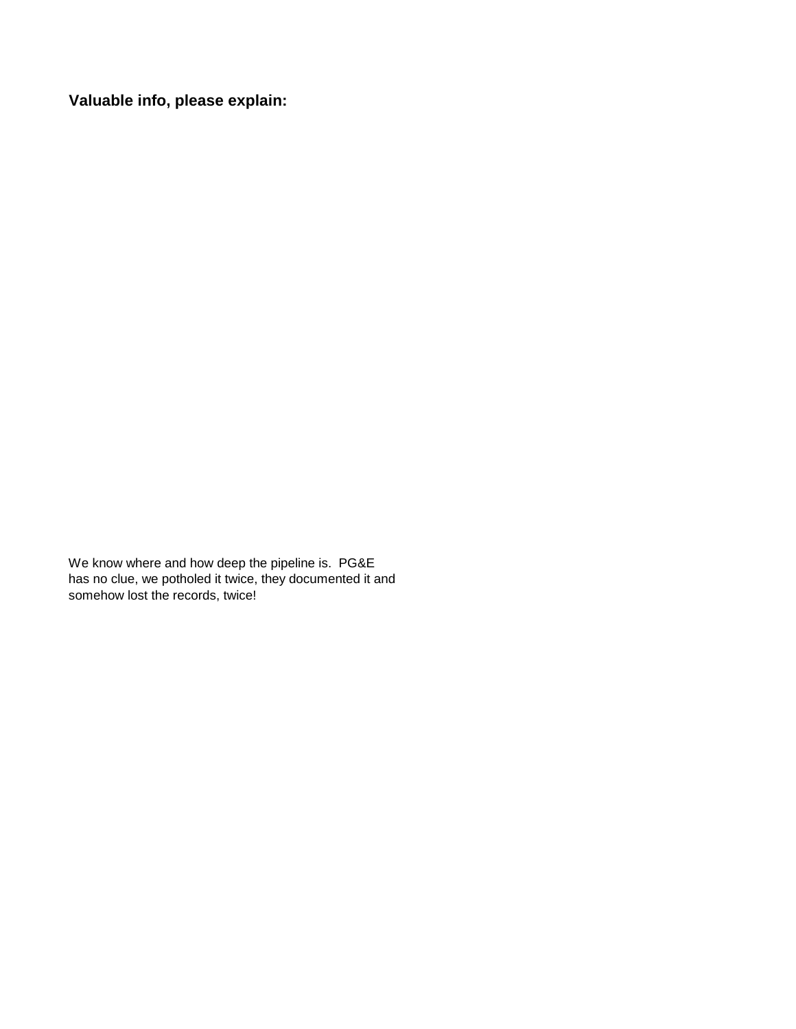**Valuable info, please explain:**

We know where and how deep the pipeline is. PG&E has no clue, we potholed it twice, they documented it and somehow lost the records, twice!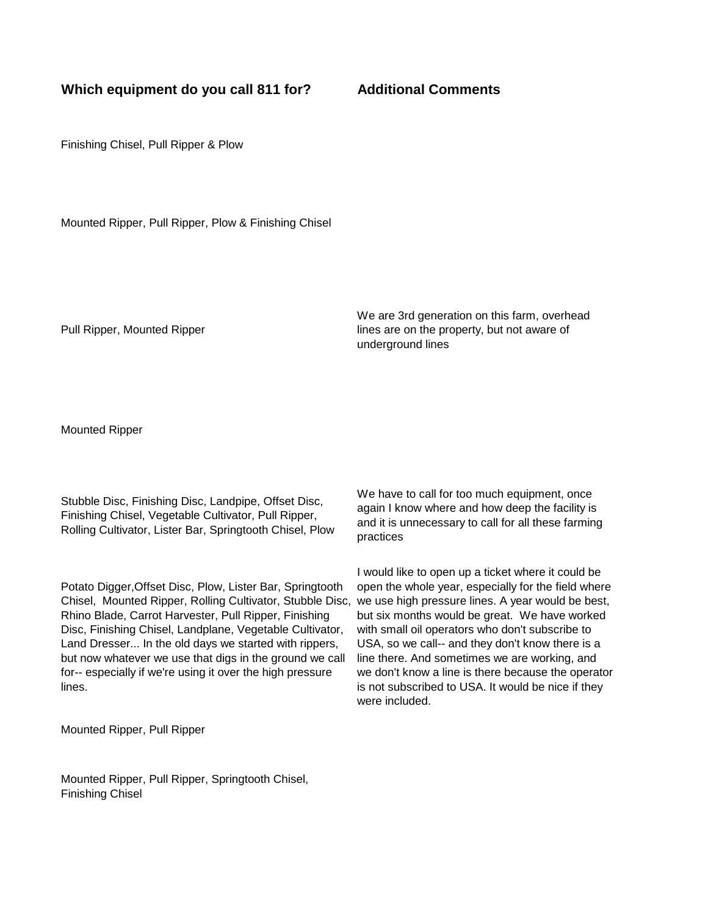| Which equipment do you call 811 for? | Additional Comments |
| --- | --- |
| Finishing Chisel, Pull Ripper & Plow | |
| Mounted Ripper, Pull Ripper, Plow & Finishing Chisel | |
| Pull Ripper, Mounted Ripper | We are 3rd generation on this farm, overhead lines are on the property, but not aware of underground lines |
| Mounted Ripper | |
| Stubble Disc, Finishing Disc, Landpipe, Offset Disc, Finishing Chisel, Vegetable Cultivator, Pull Ripper, Rolling Cultivator, Lister Bar, Springtooth Chisel, Plow | We have to call for too much equipment, once again I know where and how deep the facility is and it is unnecessary to call for all these farming practices |
| Potato Digger,Offset Disc, Plow, Lister Bar, Springtooth Chisel, Mounted Ripper, Rolling Cultivator, Stubble Disc, Rhino Blade, Carrot Harvester, Pull Ripper, Finishing Disc, Finishing Chisel, Landplane, Vegetable Cultivator, Land Dresser... In the old days we started with rippers, but now whatever we use that digs in the ground we call for-- especially if we're using it over the high pressure lines. | I would like to open up a ticket where it could be open the whole year, especially for the field where we use high pressure lines. A year would be best, but six months would be great. We have worked with small oil operators who don't subscribe to USA, so we call-- and they don't know there is a line there. And sometimes we are working, and we don't know a line is there because the operator is not subscribed to USA. It would be nice if they were included. |
| Mounted Ripper, Pull Ripper | |
| Mounted Ripper, Pull Ripper, Springtooth Chisel, Finishing Chisel | |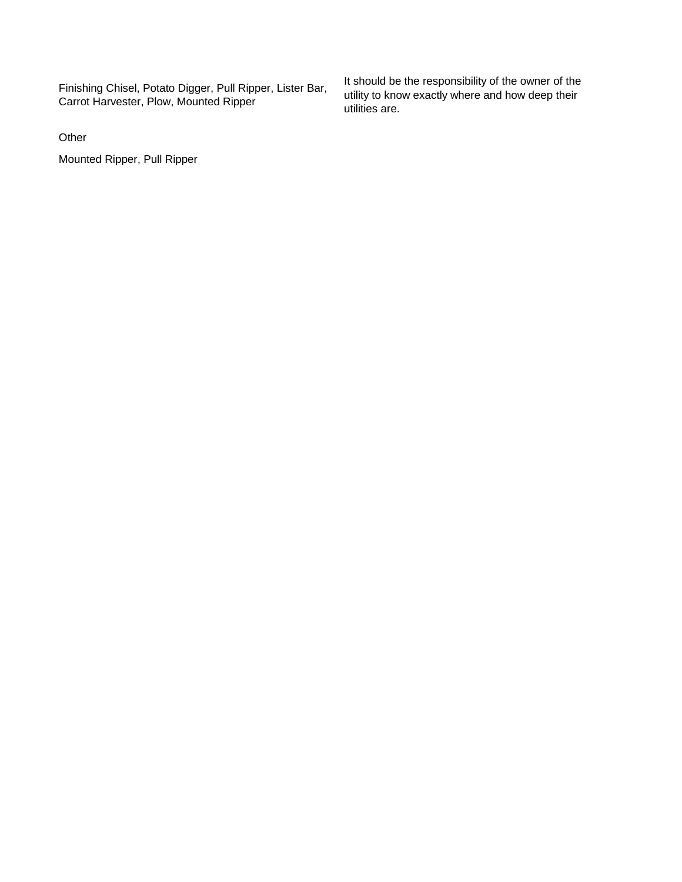| | |
|---|---|
| Finishing Chisel, Potato Digger, Pull Ripper, Lister Bar, Carrot Harvester, Plow, Mounted Ripper | It should be the responsibility of the owner of the utility to know exactly where and how deep their utilities are. |

Other

Mounted Ripper, Pull Ripper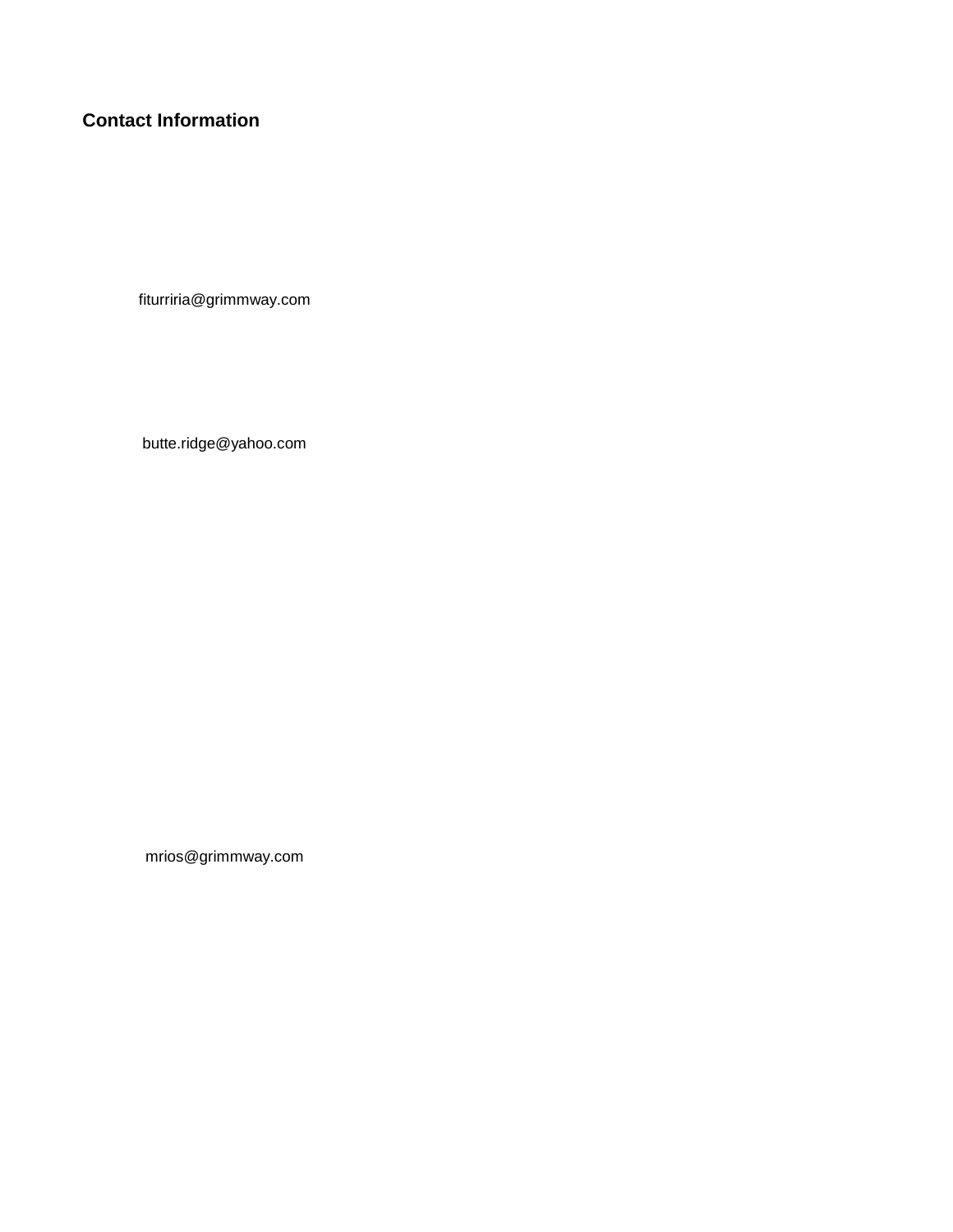**Contact Information**

fiturriria@grimmway.com

butte.ridge@yahoo.com

mrios@grimmway.com